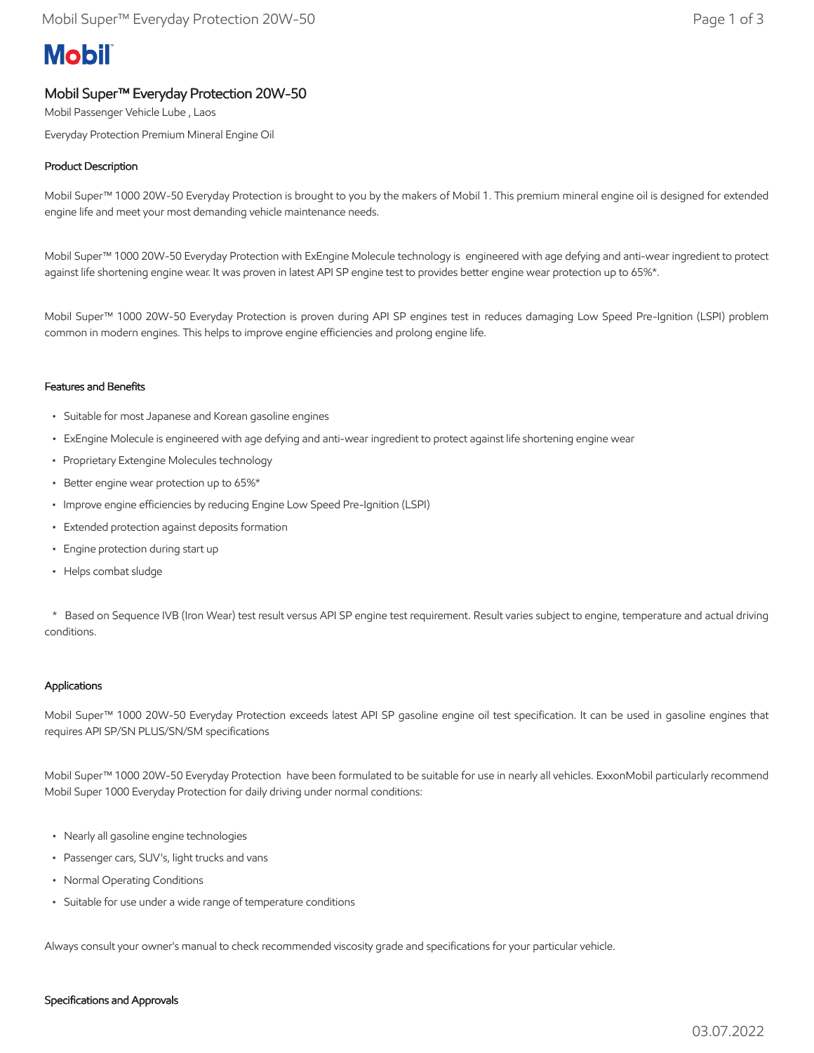# Mobil

## Mobil Super™ Everyday Protection 20W-50

Mobil Passenger Vehicle Lube , Laos

Everyday Protection Premium Mineral Engine Oil

### Product Description

Mobil Super™ 1000 20W-50 Everyday Protection is brought to you by the makers of Mobil 1. This premium mineral engine oil is designed for extended engine life and meet your most demanding vehicle maintenance needs.

Mobil Super™ 1000 20W-50 Everyday Protection with ExEngine Molecule technology is engineered with age defying and anti-wear ingredient to protect against life shortening engine wear. It was proven in latest API SP engine test to provides better engine wear protection up to 65%*.

Mobil Super™ 1000 20W-50 Everyday Protection is proven during API SP engines test in reduces damaging Low Speed Pre-Ignition (LSPI) problem common in modern engines. This helps to improve engine efficiencies and prolong engine life.

### Features and Benefits

- Suitable for most Japanese and Korean gasoline engines
- ExEngine Molecule is engineered with age defying and anti-wear ingredient to protect against life shortening engine wear
- Proprietary Extengine Molecules technology
- Better engine wear protection up to 65%*
- Improve engine efficiencies by reducing Engine Low Speed Pre-Ignition (LSPI)
- Extended protection against deposits formation
- Engine protection during start up
- Helps combat sludge

\* Based on Sequence IVB (Iron Wear) test result versus API SP engine test requirement. Result varies subject to engine, temperature and actual driving conditions.

### Applications

Mobil Super™ 1000 20W-50 Everyday Protection exceeds latest API SP gasoline engine oil test specification. It can be used in gasoline engines that requires API SP/SN PLUS/SN/SM specifications

Mobil Super™ 1000 20W-50 Everyday Protection have been formulated to be suitable for use in nearly all vehicles. ExxonMobil particularly recommend Mobil Super 1000 Everyday Protection for daily driving under normal conditions:

- Nearly all gasoline engine technologies
- Passenger cars, SUV's, light trucks and vans
- Normal Operating Conditions
- Suitable for use under a wide range of temperature conditions

Always consult your owner's manual to check recommended viscosity grade and specifications for your particular vehicle.

### Specifications and Approvals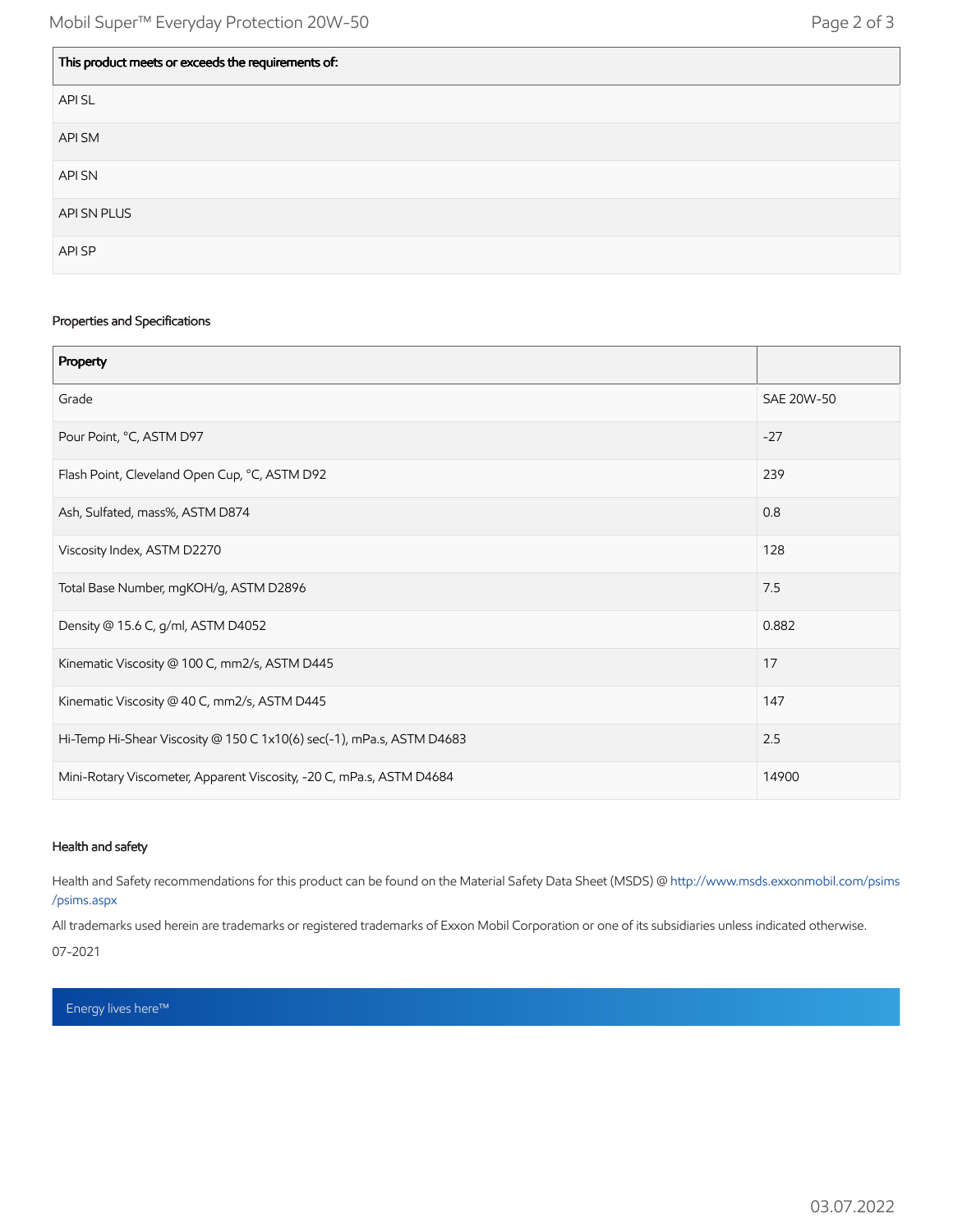| This product meets or exceeds the requirements of: |
| --- |
| API SL |
| API SM |
| API SN |
| API SN PLUS |
| API SP |

## Properties and Specifications

| Property | |
| --- | --- |
| Grade | SAE 20W-50 |
| Pour Point, °C, ASTM D97 | -27 |
| Flash Point, Cleveland Open Cup, °C, ASTM D92 | 239 |
| Ash, Sulfated, mass%, ASTM D874 | 0.8 |
| Viscosity Index, ASTM D2270 | 128 |
| Total Base Number, mgKOH/g, ASTM D2896 | 7.5 |
| Density @ 15.6 C, g/ml, ASTM D4052 | 0.882 |
| Kinematic Viscosity @ 100 C, mm2/s, ASTM D445 | 17 |
| Kinematic Viscosity @ 40 C, mm2/s, ASTM D445 | 147 |
| Hi-Temp Hi-Shear Viscosity @ 150 C 1x10(6) sec(-1), mPa.s, ASTM D4683 | 2.5 |
| Mini-Rotary Viscometer, Apparent Viscosity, -20 C, mPa.s, ASTM D4684 | 14900 |

## Health and safety

Health and Safety recommendations for this product can be found on the Material Safety Data Sheet (MSDS) @ http://www.msds.exxonmobil.com/psims/psims.aspx

All trademarks used herein are trademarks or registered trademarks of Exxon Mobil Corporation or one of its subsidiaries unless indicated otherwise.

07-2021

Energy lives here™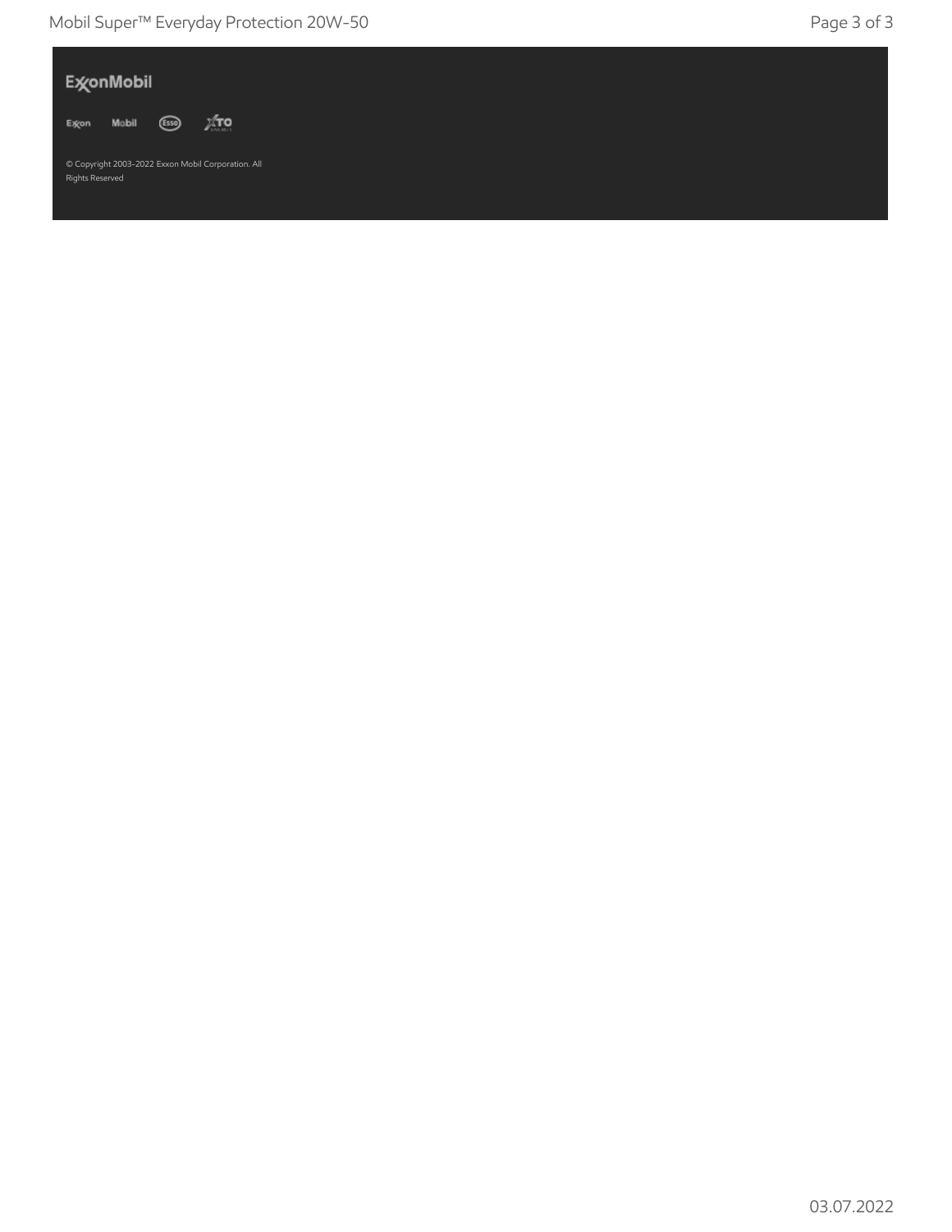ExxonMobil

Exxon Mobil Esso XTO

© Copyright 2003-2022 Exxon Mobil Corporation. All Rights Reserved